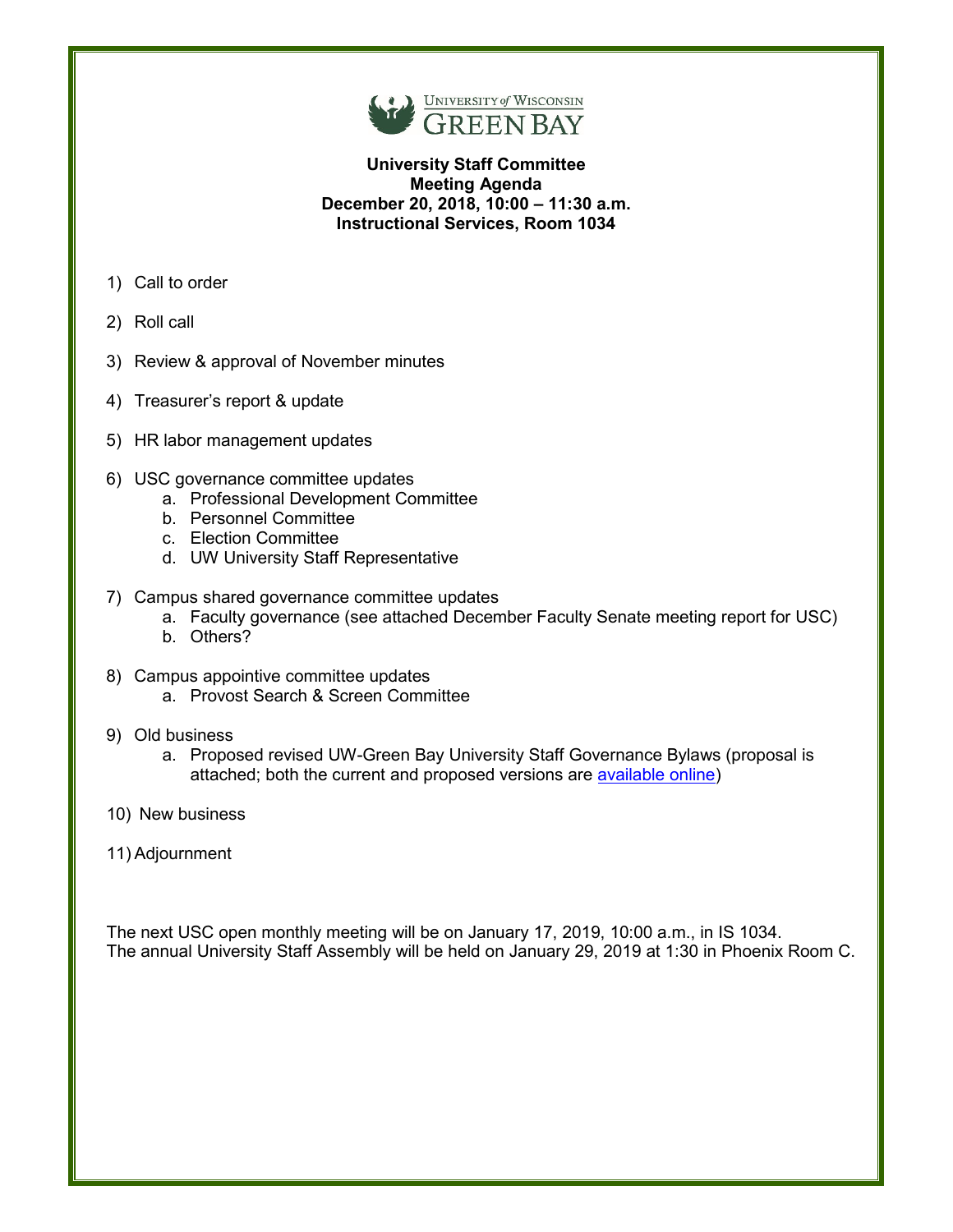**University Staff Committee**
**Meeting Agenda**
**December 20, 2018, 10:00 – 11:30 a.m.**
**Instructional Services, Room 1034**

1) Call to order
2) Roll call
3) Review & approval of November minutes
4) Treasurer's report & update
5) HR labor management updates
6) USC governance committee updates
    a. Professional Development Committee
    b. Personnel Committee
    c. Election Committee
    d. UW University Staff Representative
7) Campus shared governance committee updates
    a. Faculty governance (see attached December Faculty Senate meeting report for USC)
    b. Others?
8) Campus appointive committee updates
    a. Provost Search & Screen Committee
9) Old business
    a. Proposed revised UW-Green Bay University Staff Governance Bylaws (proposal is attached; both the current and proposed versions are available online)
10) New business
11) Adjournment

The next USC open monthly meeting will be on January 17, 2019, 10:00 a.m., in IS 1034.
The annual University Staff Assembly will be held on January 29, 2019 at 1:30 in Phoenix Room C.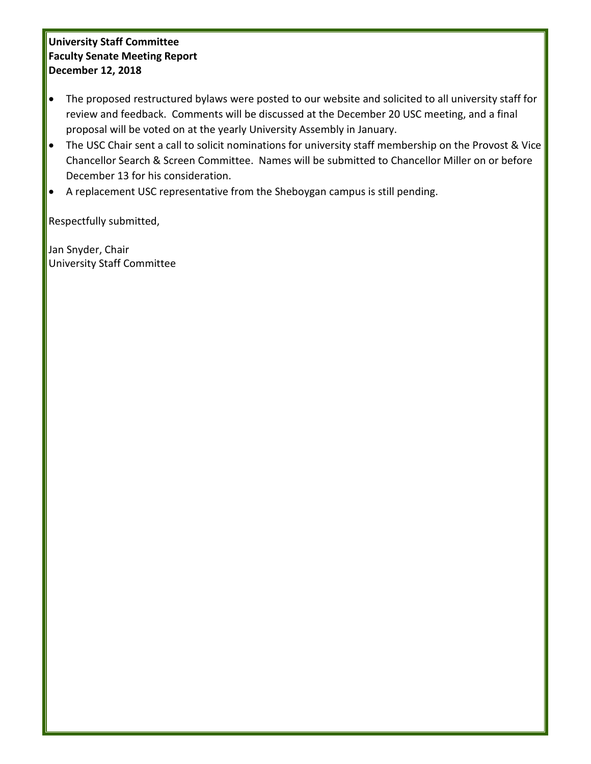**University Staff Committee**
**Faculty Senate Meeting Report**
**December 12, 2018**

- The proposed restructured bylaws were posted to our website and solicited to all university staff for review and feedback. Comments will be discussed at the December 20 USC meeting, and a final proposal will be voted on at the yearly University Assembly in January.
- The USC Chair sent a call to solicit nominations for university staff membership on the Provost & Vice Chancellor Search & Screen Committee. Names will be submitted to Chancellor Miller on or before December 13 for his consideration.
- A replacement USC representative from the Sheboygan campus is still pending.

Respectfully submitted,

Jan Snyder, Chair
University Staff Committee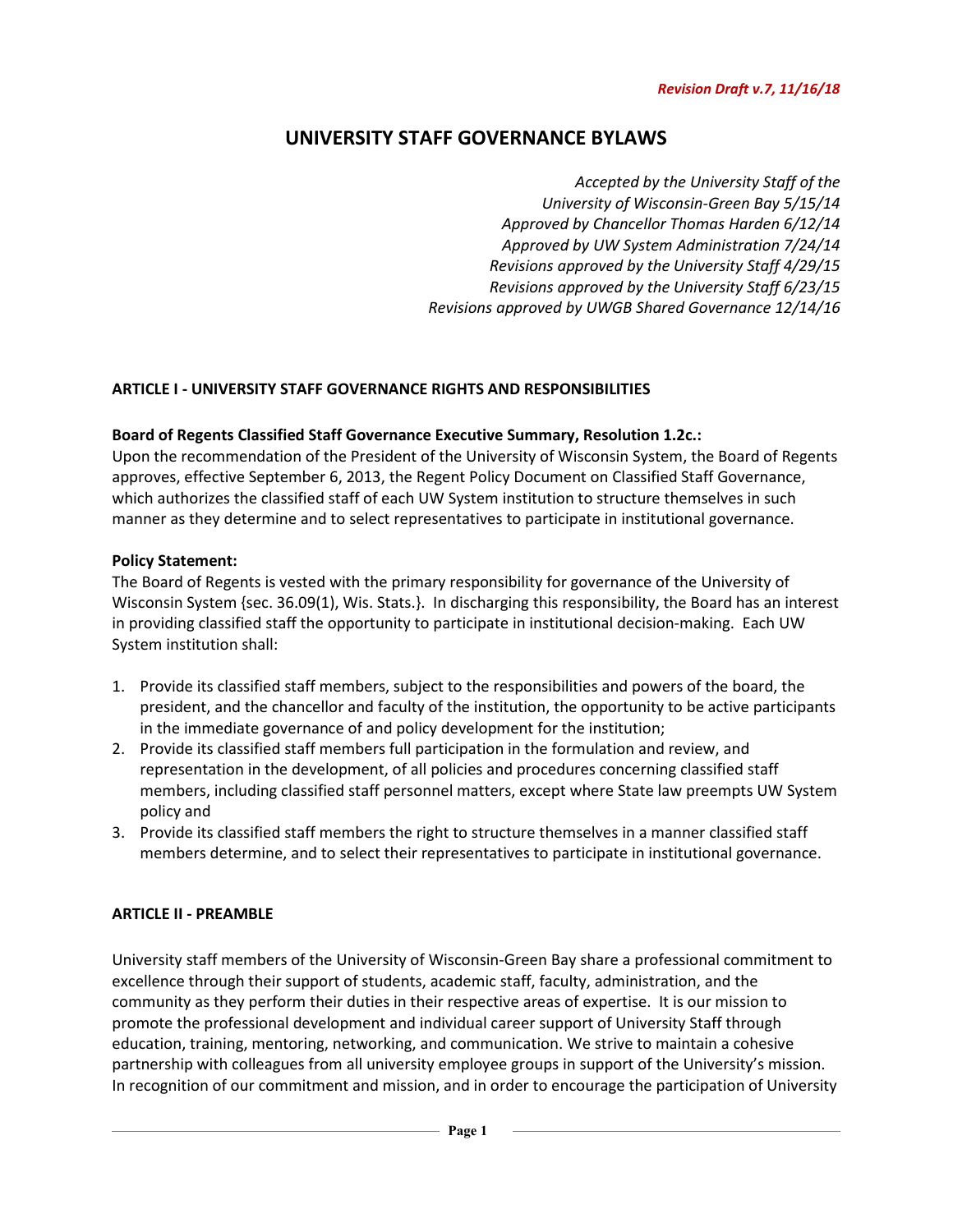*Revision Draft v.7, 11/16/18*

# UNIVERSITY STAFF GOVERNANCE BYLAWS

*Accepted by the University Staff of the University of Wisconsin-Green Bay 5/15/14*
*Approved by Chancellor Thomas Harden 6/12/14*
*Approved by UW System Administration 7/24/14*
*Revisions approved by the University Staff 4/29/15*
*Revisions approved by the University Staff 6/23/15*
*Revisions approved by UWGB Shared Governance 12/14/16*

## ARTICLE I - UNIVERSITY STAFF GOVERNANCE RIGHTS AND RESPONSIBILITIES

**Board of Regents Classified Staff Governance Executive Summary, Resolution 1.2c.:**
Upon the recommendation of the President of the University of Wisconsin System, the Board of Regents approves, effective September 6, 2013, the Regent Policy Document on Classified Staff Governance, which authorizes the classified staff of each UW System institution to structure themselves in such manner as they determine and to select representatives to participate in institutional governance.

**Policy Statement:**
The Board of Regents is vested with the primary responsibility for governance of the University of Wisconsin System {sec. 36.09(1), Wis. Stats.}. In discharging this responsibility, the Board has an interest in providing classified staff the opportunity to participate in institutional decision-making. Each UW System institution shall:

1. Provide its classified staff members, subject to the responsibilities and powers of the board, the president, and the chancellor and faculty of the institution, the opportunity to be active participants in the immediate governance of and policy development for the institution;
2. Provide its classified staff members full participation in the formulation and review, and representation in the development, of all policies and procedures concerning classified staff members, including classified staff personnel matters, except where State law preempts UW System policy and
3. Provide its classified staff members the right to structure themselves in a manner classified staff members determine, and to select their representatives to participate in institutional governance.

## ARTICLE II - PREAMBLE

University staff members of the University of Wisconsin-Green Bay share a professional commitment to excellence through their support of students, academic staff, faculty, administration, and the community as they perform their duties in their respective areas of expertise. It is our mission to promote the professional development and individual career support of University Staff through education, training, mentoring, networking, and communication. We strive to maintain a cohesive partnership with colleagues from all university employee groups in support of the University's mission. In recognition of our commitment and mission, and in order to encourage the participation of University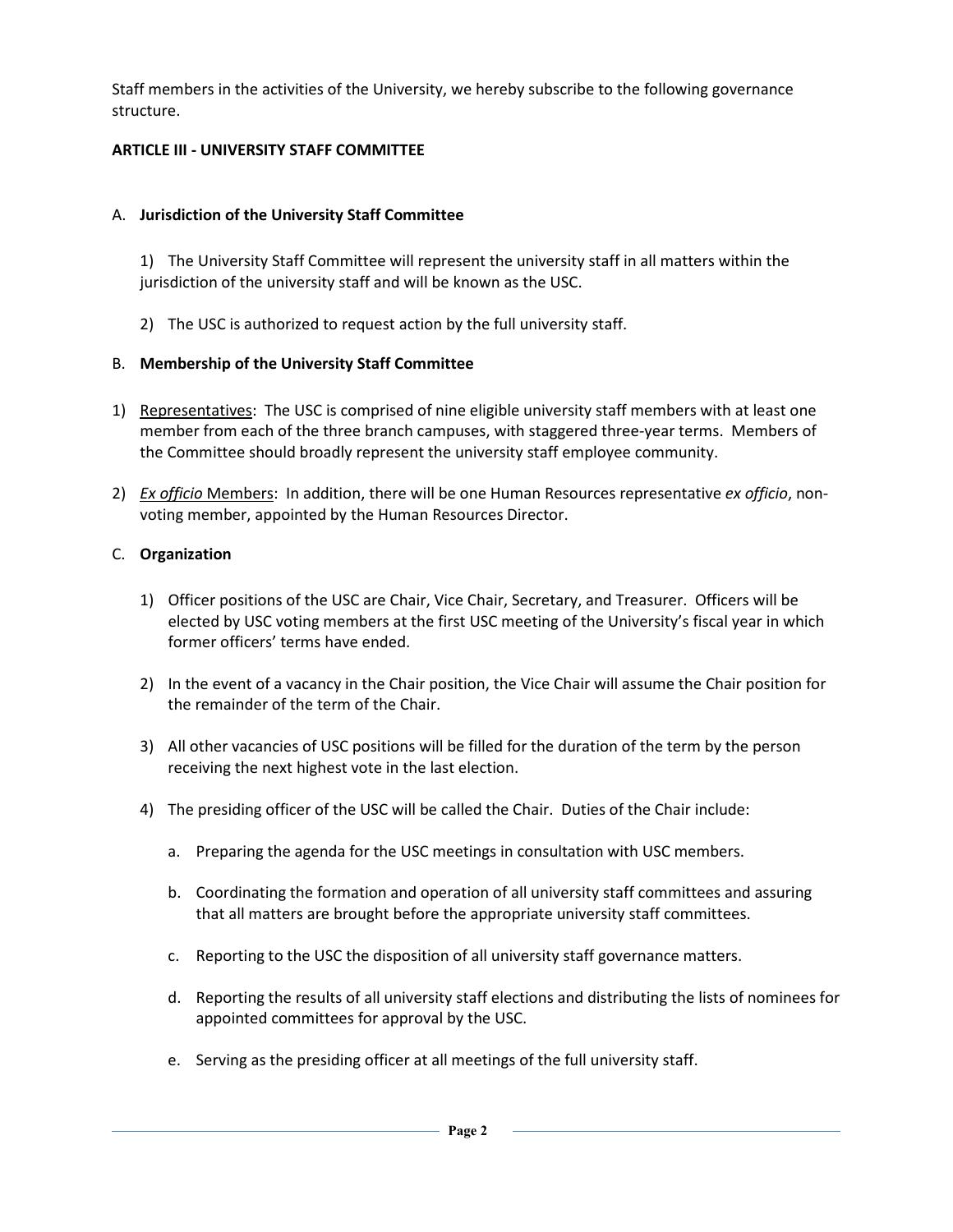Staff members in the activities of the University, we hereby subscribe to the following governance structure.

## ARTICLE III - UNIVERSITY STAFF COMMITTEE

### A. Jurisdiction of the University Staff Committee

1) The University Staff Committee will represent the university staff in all matters within the jurisdiction of the university staff and will be known as the USC.

2) The USC is authorized to request action by the full university staff.

### B. Membership of the University Staff Committee

1) Representatives: The USC is comprised of nine eligible university staff members with at least one member from each of the three branch campuses, with staggered three-year terms. Members of the Committee should broadly represent the university staff employee community.

2) *Ex officio* Members: In addition, there will be one Human Resources representative *ex officio*, non-voting member, appointed by the Human Resources Director.

### C. Organization

1) Officer positions of the USC are Chair, Vice Chair, Secretary, and Treasurer. Officers will be elected by USC voting members at the first USC meeting of the University's fiscal year in which former officers' terms have ended.

2) In the event of a vacancy in the Chair position, the Vice Chair will assume the Chair position for the remainder of the term of the Chair.

3) All other vacancies of USC positions will be filled for the duration of the term by the person receiving the next highest vote in the last election.

4) The presiding officer of the USC will be called the Chair. Duties of the Chair include:

   a. Preparing the agenda for the USC meetings in consultation with USC members.

   b. Coordinating the formation and operation of all university staff committees and assuring that all matters are brought before the appropriate university staff committees.

   c. Reporting to the USC the disposition of all university staff governance matters.

   d. Reporting the results of all university staff elections and distributing the lists of nominees for appointed committees for approval by the USC.

   e. Serving as the presiding officer at all meetings of the full university staff.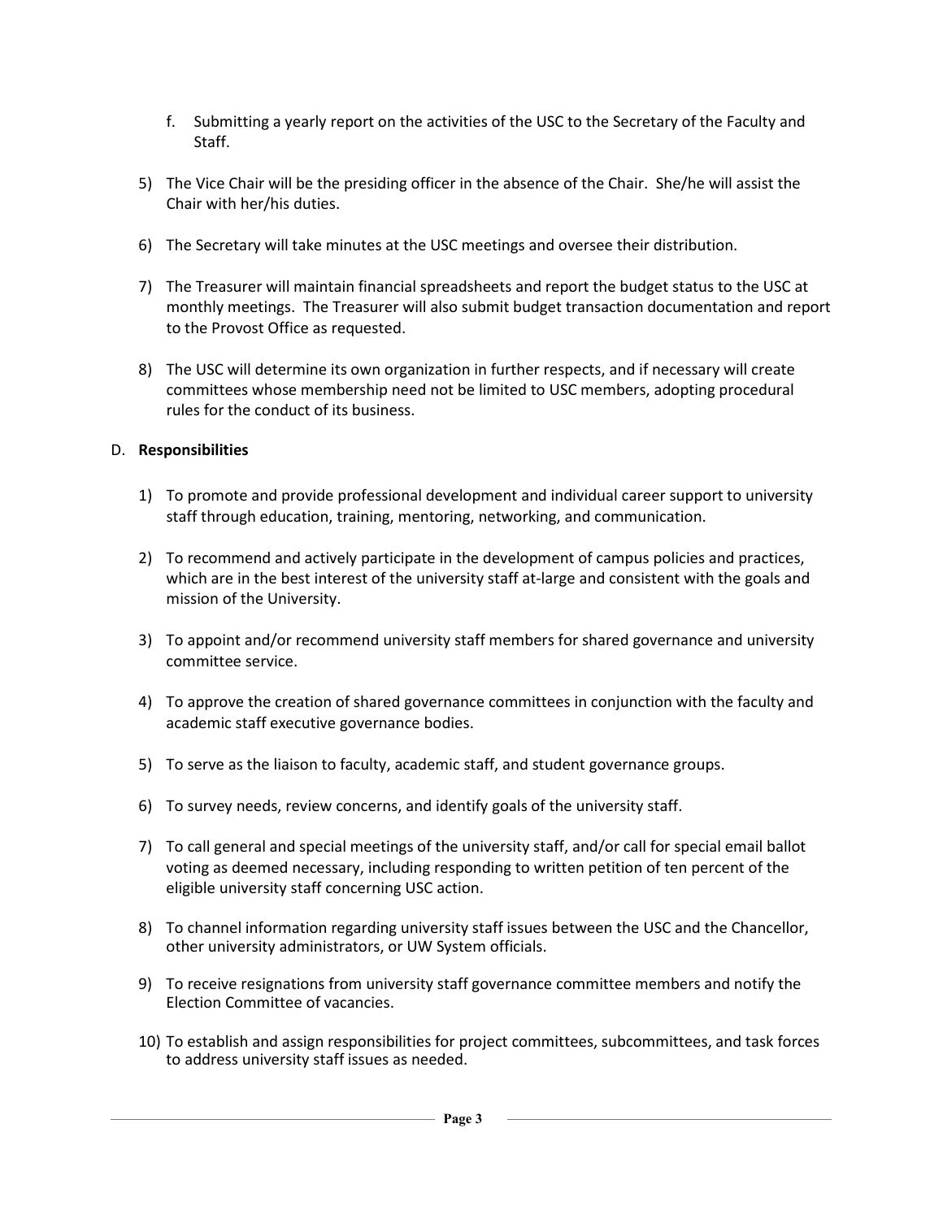f. Submitting a yearly report on the activities of the USC to the Secretary of the Faculty and Staff.

5) The Vice Chair will be the presiding officer in the absence of the Chair. She/he will assist the Chair with her/his duties.

6) The Secretary will take minutes at the USC meetings and oversee their distribution.

7) The Treasurer will maintain financial spreadsheets and report the budget status to the USC at monthly meetings. The Treasurer will also submit budget transaction documentation and report to the Provost Office as requested.

8) The USC will determine its own organization in further respects, and if necessary will create committees whose membership need not be limited to USC members, adopting procedural rules for the conduct of its business.

D. **Responsibilities**

1) To promote and provide professional development and individual career support to university staff through education, training, mentoring, networking, and communication.

2) To recommend and actively participate in the development of campus policies and practices, which are in the best interest of the university staff at-large and consistent with the goals and mission of the University.

3) To appoint and/or recommend university staff members for shared governance and university committee service.

4) To approve the creation of shared governance committees in conjunction with the faculty and academic staff executive governance bodies.

5) To serve as the liaison to faculty, academic staff, and student governance groups.

6) To survey needs, review concerns, and identify goals of the university staff.

7) To call general and special meetings of the university staff, and/or call for special email ballot voting as deemed necessary, including responding to written petition of ten percent of the eligible university staff concerning USC action.

8) To channel information regarding university staff issues between the USC and the Chancellor, other university administrators, or UW System officials.

9) To receive resignations from university staff governance committee members and notify the Election Committee of vacancies.

10) To establish and assign responsibilities for project committees, subcommittees, and task forces to address university staff issues as needed.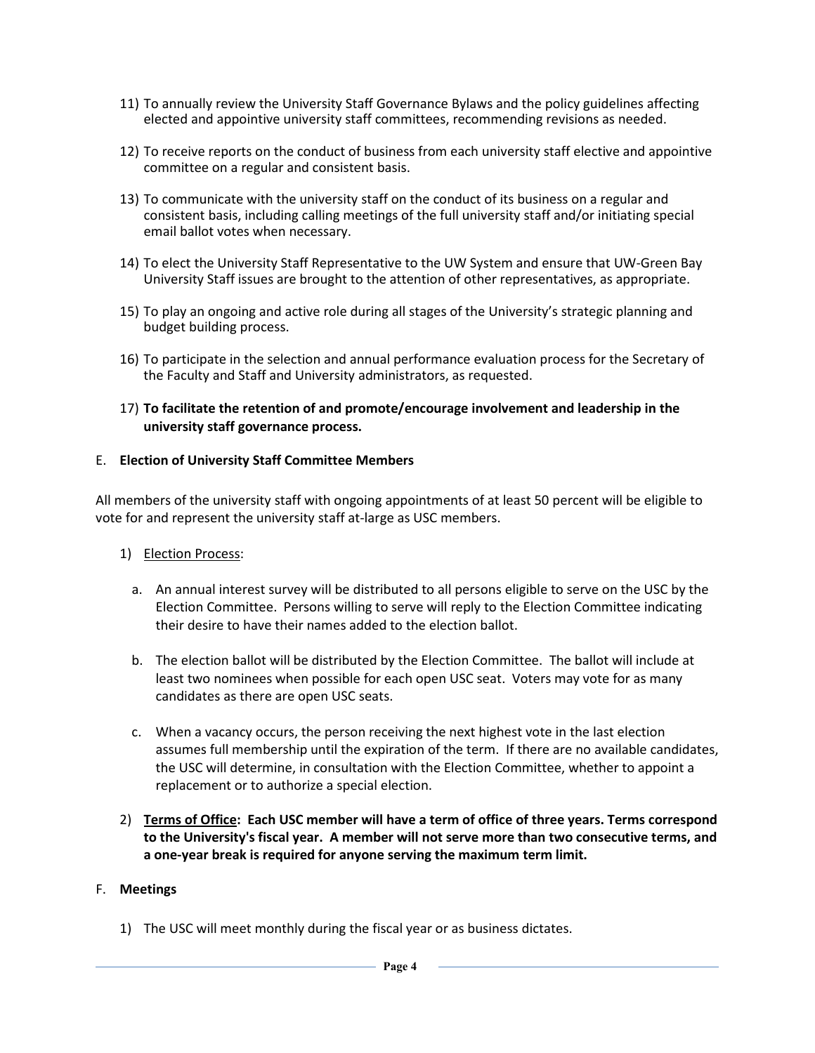11) To annually review the University Staff Governance Bylaws and the policy guidelines affecting elected and appointive university staff committees, recommending revisions as needed.

12) To receive reports on the conduct of business from each university staff elective and appointive committee on a regular and consistent basis.

13) To communicate with the university staff on the conduct of its business on a regular and consistent basis, including calling meetings of the full university staff and/or initiating special email ballot votes when necessary.

14) To elect the University Staff Representative to the UW System and ensure that UW-Green Bay University Staff issues are brought to the attention of other representatives, as appropriate.

15) To play an ongoing and active role during all stages of the University's strategic planning and budget building process.

16) To participate in the selection and annual performance evaluation process for the Secretary of the Faculty and Staff and University administrators, as requested.

17) **To facilitate the retention of and promote/encourage involvement and leadership in the university staff governance process.**

E. **Election of University Staff Committee Members**

All members of the university staff with ongoing appointments of at least 50 percent will be eligible to vote for and represent the university staff at-large as USC members.

1) Election Process:

   a. An annual interest survey will be distributed to all persons eligible to serve on the USC by the Election Committee. Persons willing to serve will reply to the Election Committee indicating their desire to have their names added to the election ballot.

   b. The election ballot will be distributed by the Election Committee. The ballot will include at least two nominees when possible for each open USC seat. Voters may vote for as many candidates as there are open USC seats.

   c. When a vacancy occurs, the person receiving the next highest vote in the last election assumes full membership until the expiration of the term. If there are no available candidates, the USC will determine, in consultation with the Election Committee, whether to appoint a replacement or to authorize a special election.

2) **Terms of Office: Each USC member will have a term of office of three years. Terms correspond to the University's fiscal year. A member will not serve more than two consecutive terms, and a one-year break is required for anyone serving the maximum term limit.**

F. **Meetings**

1) The USC will meet monthly during the fiscal year or as business dictates.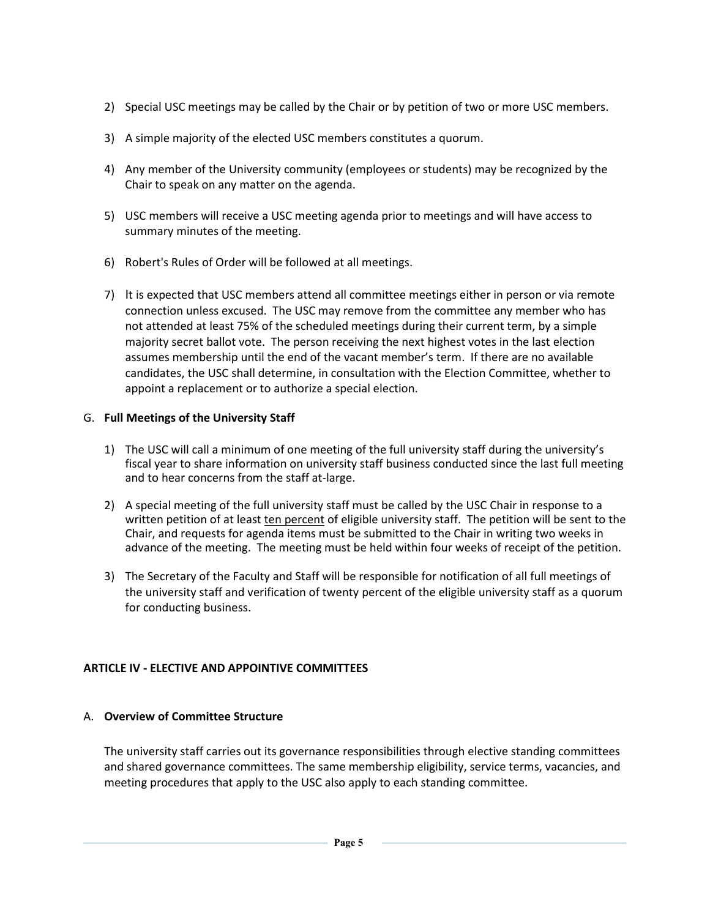2) Special USC meetings may be called by the Chair or by petition of two or more USC members.

3) A simple majority of the elected USC members constitutes a quorum.

4) Any member of the University community (employees or students) may be recognized by the Chair to speak on any matter on the agenda.

5) USC members will receive a USC meeting agenda prior to meetings and will have access to summary minutes of the meeting.

6) Robert's Rules of Order will be followed at all meetings.

7) It is expected that USC members attend all committee meetings either in person or via remote connection unless excused. The USC may remove from the committee any member who has not attended at least 75% of the scheduled meetings during their current term, by a simple majority secret ballot vote. The person receiving the next highest votes in the last election assumes membership until the end of the vacant member's term. If there are no available candidates, the USC shall determine, in consultation with the Election Committee, whether to appoint a replacement or to authorize a special election.

G. **Full Meetings of the University Staff**

1) The USC will call a minimum of one meeting of the full university staff during the university's fiscal year to share information on university staff business conducted since the last full meeting and to hear concerns from the staff at-large.

2) A special meeting of the full university staff must be called by the USC Chair in response to a written petition of at least <u>ten percent</u> of eligible university staff. The petition will be sent to the Chair, and requests for agenda items must be submitted to the Chair in writing two weeks in advance of the meeting. The meeting must be held within four weeks of receipt of the petition.

3) The Secretary of the Faculty and Staff will be responsible for notification of all full meetings of the university staff and verification of twenty percent of the eligible university staff as a quorum for conducting business.

## ARTICLE IV - ELECTIVE AND APPOINTIVE COMMITTEES

A. **Overview of Committee Structure**

The university staff carries out its governance responsibilities through elective standing committees and shared governance committees. The same membership eligibility, service terms, vacancies, and meeting procedures that apply to the USC also apply to each standing committee.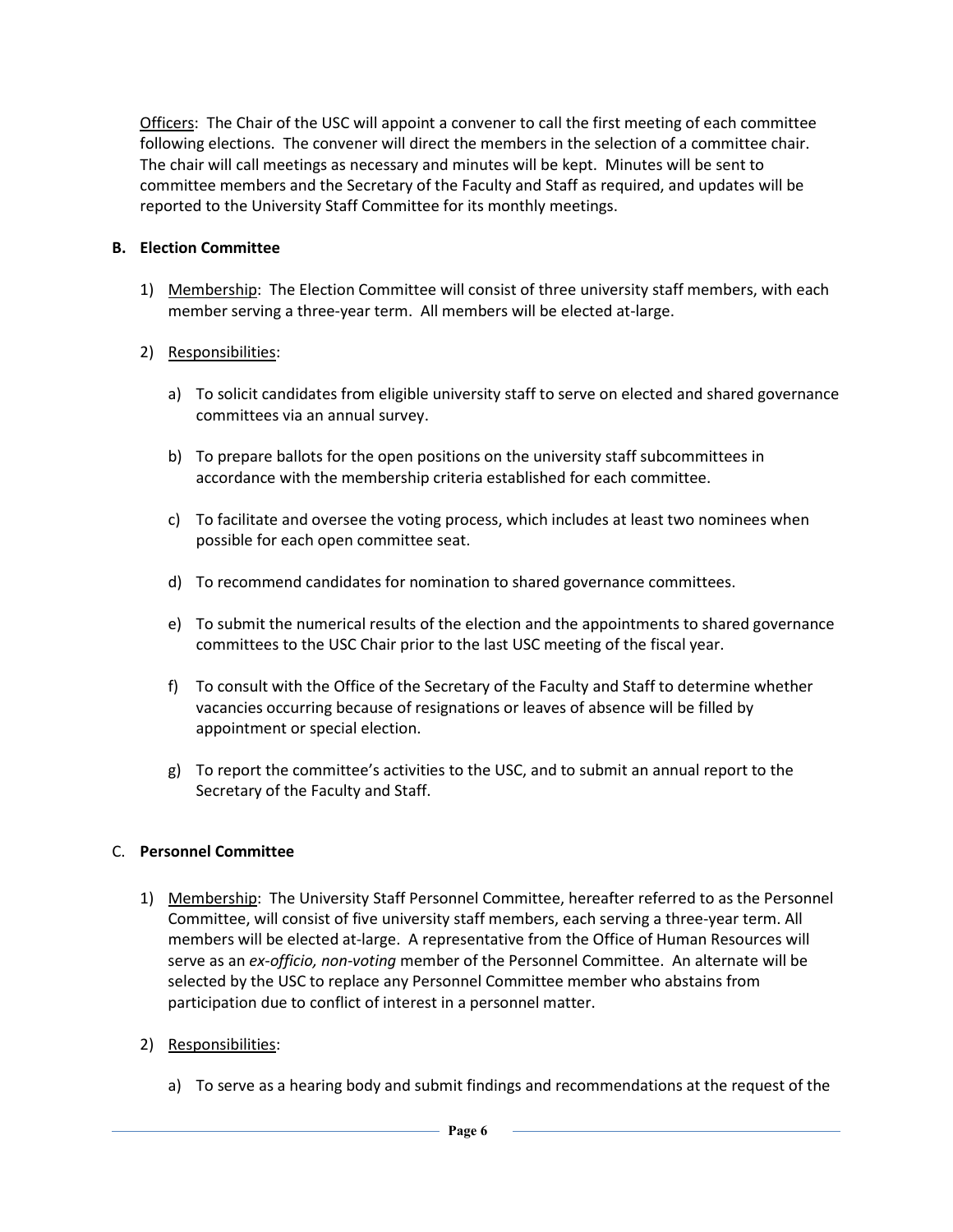Officers: The Chair of the USC will appoint a convener to call the first meeting of each committee following elections. The convener will direct the members in the selection of a committee chair. The chair will call meetings as necessary and minutes will be kept. Minutes will be sent to committee members and the Secretary of the Faculty and Staff as required, and updates will be reported to the University Staff Committee for its monthly meetings.

**B. Election Committee**

1) Membership: The Election Committee will consist of three university staff members, with each member serving a three-year term. All members will be elected at-large.

2) Responsibilities:

   a) To solicit candidates from eligible university staff to serve on elected and shared governance committees via an annual survey.

   b) To prepare ballots for the open positions on the university staff subcommittees in accordance with the membership criteria established for each committee.

   c) To facilitate and oversee the voting process, which includes at least two nominees when possible for each open committee seat.

   d) To recommend candidates for nomination to shared governance committees.

   e) To submit the numerical results of the election and the appointments to shared governance committees to the USC Chair prior to the last USC meeting of the fiscal year.

   f) To consult with the Office of the Secretary of the Faculty and Staff to determine whether vacancies occurring because of resignations or leaves of absence will be filled by appointment or special election.

   g) To report the committee's activities to the USC, and to submit an annual report to the Secretary of the Faculty and Staff.

C. **Personnel Committee**

1) Membership: The University Staff Personnel Committee, hereafter referred to as the Personnel Committee, will consist of five university staff members, each serving a three-year term. All members will be elected at-large. A representative from the Office of Human Resources will serve as an *ex-officio, non-voting* member of the Personnel Committee. An alternate will be selected by the USC to replace any Personnel Committee member who abstains from participation due to conflict of interest in a personnel matter.

2) Responsibilities:

   a) To serve as a hearing body and submit findings and recommendations at the request of the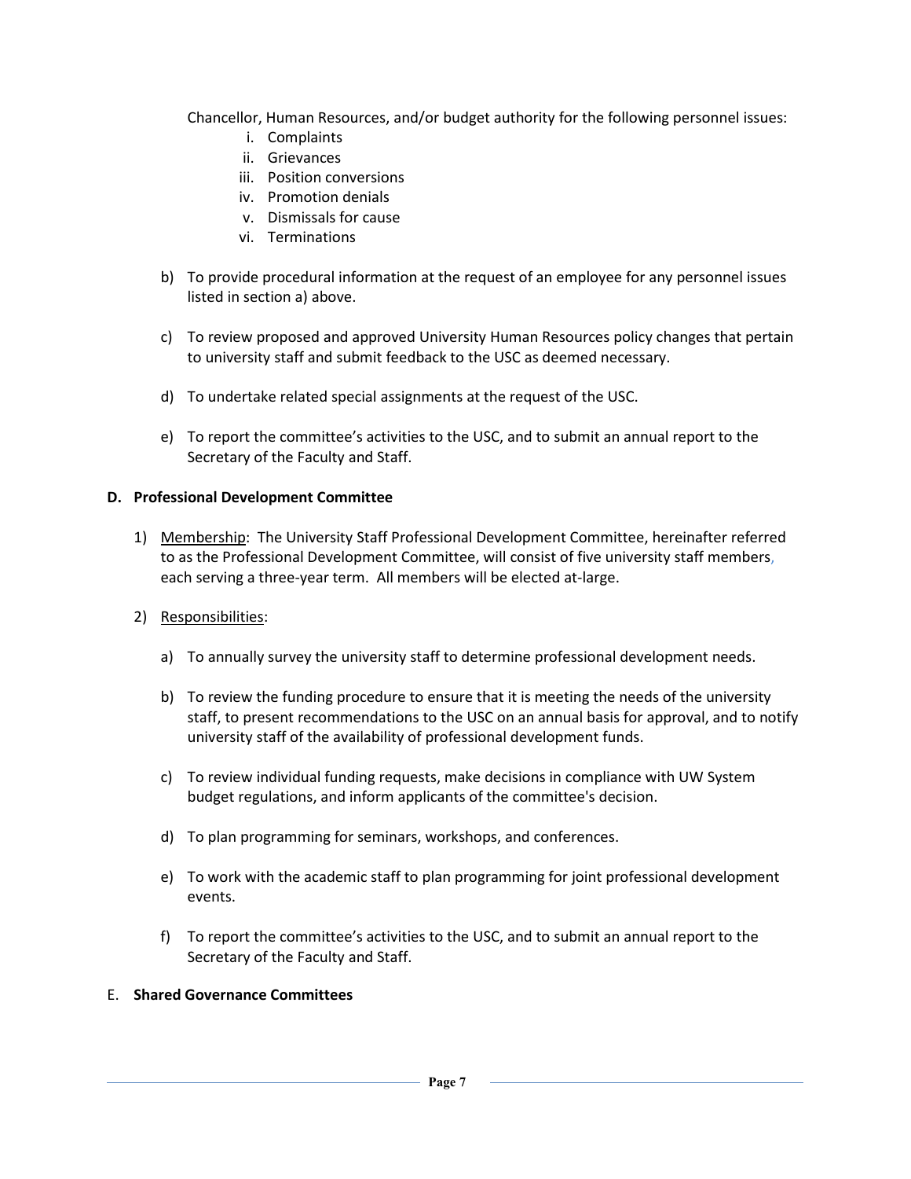Chancellor, Human Resources, and/or budget authority for the following personnel issues:

   i. Complaints
   ii. Grievances
   iii. Position conversions
   iv. Promotion denials
   v. Dismissals for cause
   vi. Terminations

b) To provide procedural information at the request of an employee for any personnel issues listed in section a) above.

c) To review proposed and approved University Human Resources policy changes that pertain to university staff and submit feedback to the USC as deemed necessary.

d) To undertake related special assignments at the request of the USC.

e) To report the committee's activities to the USC, and to submit an annual report to the Secretary of the Faculty and Staff.

**D. Professional Development Committee**

1) Membership: The University Staff Professional Development Committee, hereinafter referred to as the Professional Development Committee, will consist of five university staff members, each serving a three-year term. All members will be elected at-large.

2) Responsibilities:

   a) To annually survey the university staff to determine professional development needs.

   b) To review the funding procedure to ensure that it is meeting the needs of the university staff, to present recommendations to the USC on an annual basis for approval, and to notify university staff of the availability of professional development funds.

   c) To review individual funding requests, make decisions in compliance with UW System budget regulations, and inform applicants of the committee's decision.

   d) To plan programming for seminars, workshops, and conferences.

   e) To work with the academic staff to plan programming for joint professional development events.

   f) To report the committee's activities to the USC, and to submit an annual report to the Secretary of the Faculty and Staff.

E. **Shared Governance Committees**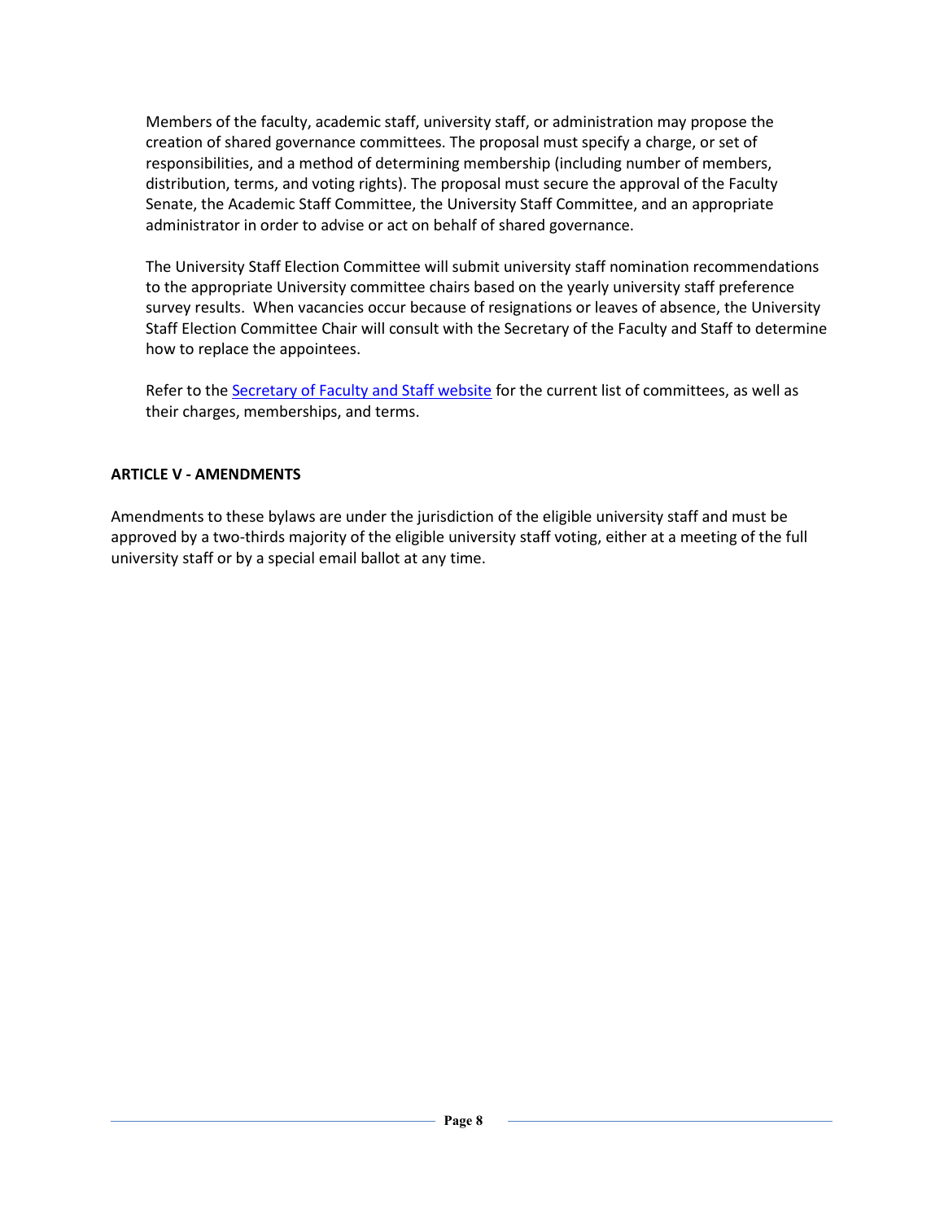Members of the faculty, academic staff, university staff, or administration may propose the creation of shared governance committees. The proposal must specify a charge, or set of responsibilities, and a method of determining membership (including number of members, distribution, terms, and voting rights). The proposal must secure the approval of the Faculty Senate, the Academic Staff Committee, the University Staff Committee, and an appropriate administrator in order to advise or act on behalf of shared governance.

The University Staff Election Committee will submit university staff nomination recommendations to the appropriate University committee chairs based on the yearly university staff preference survey results. When vacancies occur because of resignations or leaves of absence, the University Staff Election Committee Chair will consult with the Secretary of the Faculty and Staff to determine how to replace the appointees.

Refer to the Secretary of Faculty and Staff website for the current list of committees, as well as their charges, memberships, and terms.

**ARTICLE V - AMENDMENTS**

Amendments to these bylaws are under the jurisdiction of the eligible university staff and must be approved by a two-thirds majority of the eligible university staff voting, either at a meeting of the full university staff or by a special email ballot at any time.